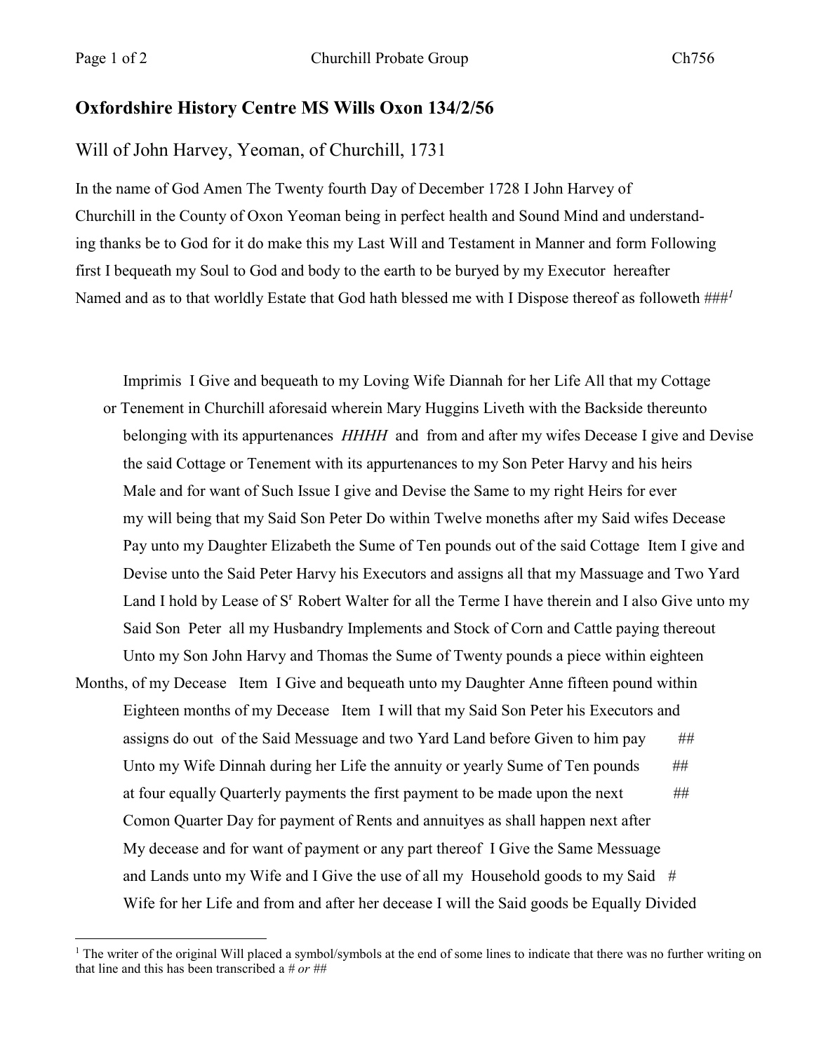## Oxfordshire History Centre MS Wills Oxon 134/2/56

Will of John Harvey, Yeoman, of Churchill, 1731

In the name of God Amen The Twenty fourth Day of December 1728 I John Harvey of Churchill in the County of Oxon Yeoman being in perfect health and Sound Mind and understanding thanks be to God for it do make this my Last Will and Testament in Manner and form Following first I bequeath my Soul to God and body to the earth to be buryed by my Executor hereafter Named and as to that worldly Estate that God hath blessed me with I Dispose thereof as followeth ###[1]

Imprimis I Give and bequeath to my Loving Wife Diannah for her Life All that my Cottage or Tenement in Churchill aforesaid wherein Mary Huggins Liveth with the Backside thereunto belonging with its appurtenances *HHHH* and from and after my wifes Decease I give and Devise the said Cottage or Tenement with its appurtenances to my Son Peter Harvy and his heirs Male and for want of Such Issue I give and Devise the Same to my right Heirs for ever my will being that my Said Son Peter Do within Twelve moneths after my Said wifes Decease Pay unto my Daughter Elizabeth the Sume of Ten pounds out of the said Cottage Item I give and Devise unto the Said Peter Harvy his Executors and assigns all that my Massuage and Two Yard Land I hold by Lease of S^r^ Robert Walter for all the Terme I have therein and I also Give unto my Said Son Peter all my Husbandry Implements and Stock of Corn and Cattle paying thereout Unto my Son John Harvy and Thomas the Sume of Twenty pounds a piece within eighteen Months, of my Decease Item I Give and bequeath unto my Daughter Anne fifteen pound within Eighteen months of my Decease Item I will that my Said Son Peter his Executors and assigns do out of the Said Messuage and two Yard Land before Given to him pay ## Unto my Wife Dinnah during her Life the annuity or yearly Sume of Ten pounds ## at four equally Quarterly payments the first payment to be made upon the next ## Comon Quarter Day for payment of Rents and annuityes as shall happen next after My decease and for want of payment or any part thereof I Give the Same Messuage and Lands unto my Wife and I Give the use of all my Household goods to my Said # Wife for her Life and from and after her decease I will the Said goods be Equally Divided

[1] The writer of the original Will placed a symbol/symbols at the end of some lines to indicate that there was no further writing on that line and this has been transcribed a *# or ##*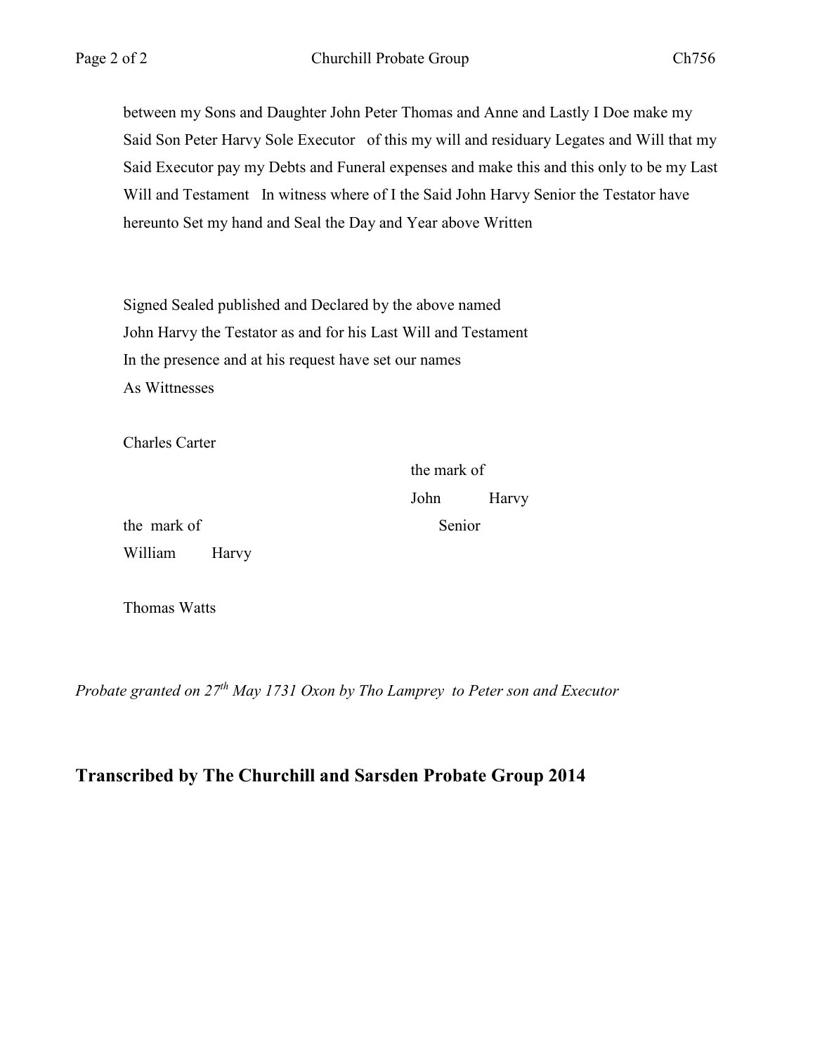between my Sons and Daughter John Peter Thomas and Anne and Lastly I Doe make my Said Son Peter Harvy Sole Executor of this my will and residuary Legates and Will that my Said Executor pay my Debts and Funeral expenses and make this and this only to be my Last Will and Testament In witness where of I the Said John Harvy Senior the Testator have hereunto Set my hand and Seal the Day and Year above Written

Signed Sealed published and Declared by the above named
John Harvy the Testator as and for his Last Will and Testament
In the presence and at his request have set our names
As Wittnesses

Charles Carter

the mark of
John Harvy
Senior

the mark of
William Harvy

Thomas Watts

*Probate granted on 27th May 1731 Oxon by Tho Lamprey to Peter son and Executor*

**Transcribed by The Churchill and Sarsden Probate Group 2014**